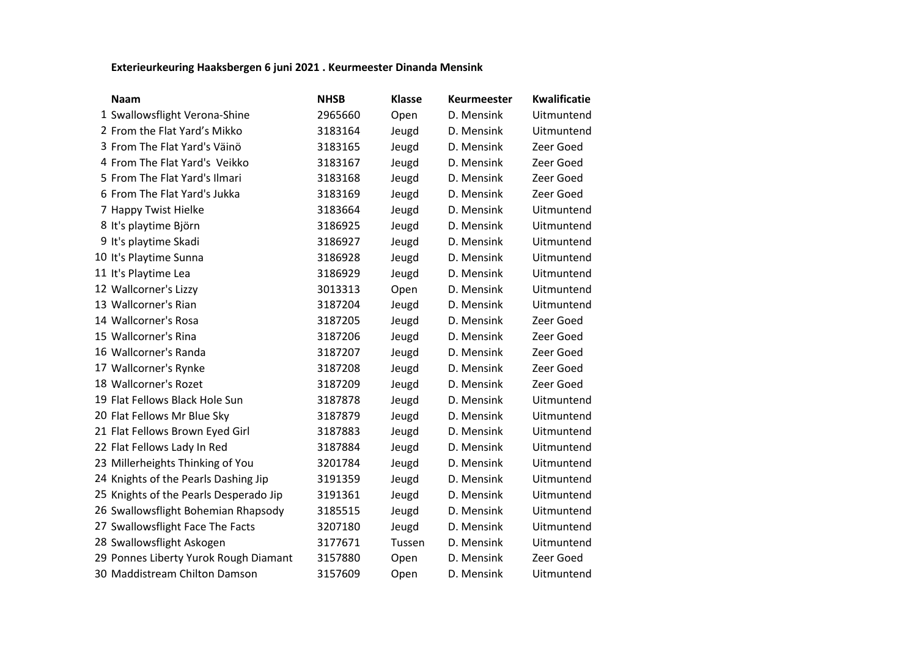**Exterieurkeuring Haaksbergen 6 juni 2021 . Keurmeester Dinanda Mensink**

| | Naam | NHSB | Klasse | Keurmeester | Kwalificatie |
|---|---|---|---|---|---|
| 1 | Swallowsflight Verona-Shine | 2965660 | Open | D. Mensink | Uitmuntend |
| 2 | From the Flat Yard’s Mikko | 3183164 | Jeugd | D. Mensink | Uitmuntend |
| 3 | From The Flat Yard's Väinö | 3183165 | Jeugd | D. Mensink | Zeer Goed |
| 4 | From The Flat Yard's  Veikko | 3183167 | Jeugd | D. Mensink | Zeer Goed |
| 5 | From The Flat Yard's Ilmari | 3183168 | Jeugd | D. Mensink | Zeer Goed |
| 6 | From The Flat Yard's Jukka | 3183169 | Jeugd | D. Mensink | Zeer Goed |
| 7 | Happy Twist Hielke | 3183664 | Jeugd | D. Mensink | Uitmuntend |
| 8 | It's playtime Björn | 3186925 | Jeugd | D. Mensink | Uitmuntend |
| 9 | It's playtime Skadi | 3186927 | Jeugd | D. Mensink | Uitmuntend |
| 10 | It's Playtime Sunna | 3186928 | Jeugd | D. Mensink | Uitmuntend |
| 11 | It's Playtime Lea | 3186929 | Jeugd | D. Mensink | Uitmuntend |
| 12 | Wallcorner's Lizzy | 3013313 | Open | D. Mensink | Uitmuntend |
| 13 | Wallcorner's Rian | 3187204 | Jeugd | D. Mensink | Uitmuntend |
| 14 | Wallcorner's Rosa | 3187205 | Jeugd | D. Mensink | Zeer Goed |
| 15 | Wallcorner's Rina | 3187206 | Jeugd | D. Mensink | Zeer Goed |
| 16 | Wallcorner's Randa | 3187207 | Jeugd | D. Mensink | Zeer Goed |
| 17 | Wallcorner's Rynke | 3187208 | Jeugd | D. Mensink | Zeer Goed |
| 18 | Wallcorner's Rozet | 3187209 | Jeugd | D. Mensink | Zeer Goed |
| 19 | Flat Fellows Black Hole Sun | 3187878 | Jeugd | D. Mensink | Uitmuntend |
| 20 | Flat Fellows Mr Blue Sky | 3187879 | Jeugd | D. Mensink | Uitmuntend |
| 21 | Flat Fellows Brown Eyed Girl | 3187883 | Jeugd | D. Mensink | Uitmuntend |
| 22 | Flat Fellows Lady In Red | 3187884 | Jeugd | D. Mensink | Uitmuntend |
| 23 | Millerheights Thinking of You | 3201784 | Jeugd | D. Mensink | Uitmuntend |
| 24 | Knights of the Pearls Dashing Jip | 3191359 | Jeugd | D. Mensink | Uitmuntend |
| 25 | Knights of the Pearls Desperado Jip | 3191361 | Jeugd | D. Mensink | Uitmuntend |
| 26 | Swallowsflight Bohemian Rhapsody | 3185515 | Jeugd | D. Mensink | Uitmuntend |
| 27 | Swallowsflight Face The Facts | 3207180 | Jeugd | D. Mensink | Uitmuntend |
| 28 | Swallowsflight Askogen | 3177671 | Tussen | D. Mensink | Uitmuntend |
| 29 | Ponnes Liberty Yurok Rough Diamant | 3157880 | Open | D. Mensink | Zeer Goed |
| 30 | Maddistream Chilton Damson | 3157609 | Open | D. Mensink | Uitmuntend |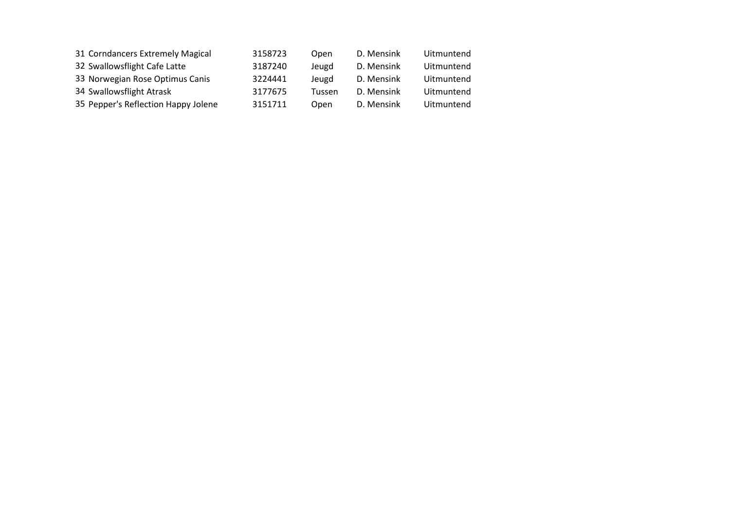| | | | | | |
|---|---|---|---|---|---|
| 31 | Corndancers Extremely Magical | 3158723 | Open | D. Mensink | Uitmuntend |
| 32 | Swallowsflight Cafe Latte | 3187240 | Jeugd | D. Mensink | Uitmuntend |
| 33 | Norwegian Rose Optimus Canis | 3224441 | Jeugd | D. Mensink | Uitmuntend |
| 34 | Swallowsflight Atrask | 3177675 | Tussen | D. Mensink | Uitmuntend |
| 35 | Pepper's Reflection Happy Jolene | 3151711 | Open | D. Mensink | Uitmuntend |